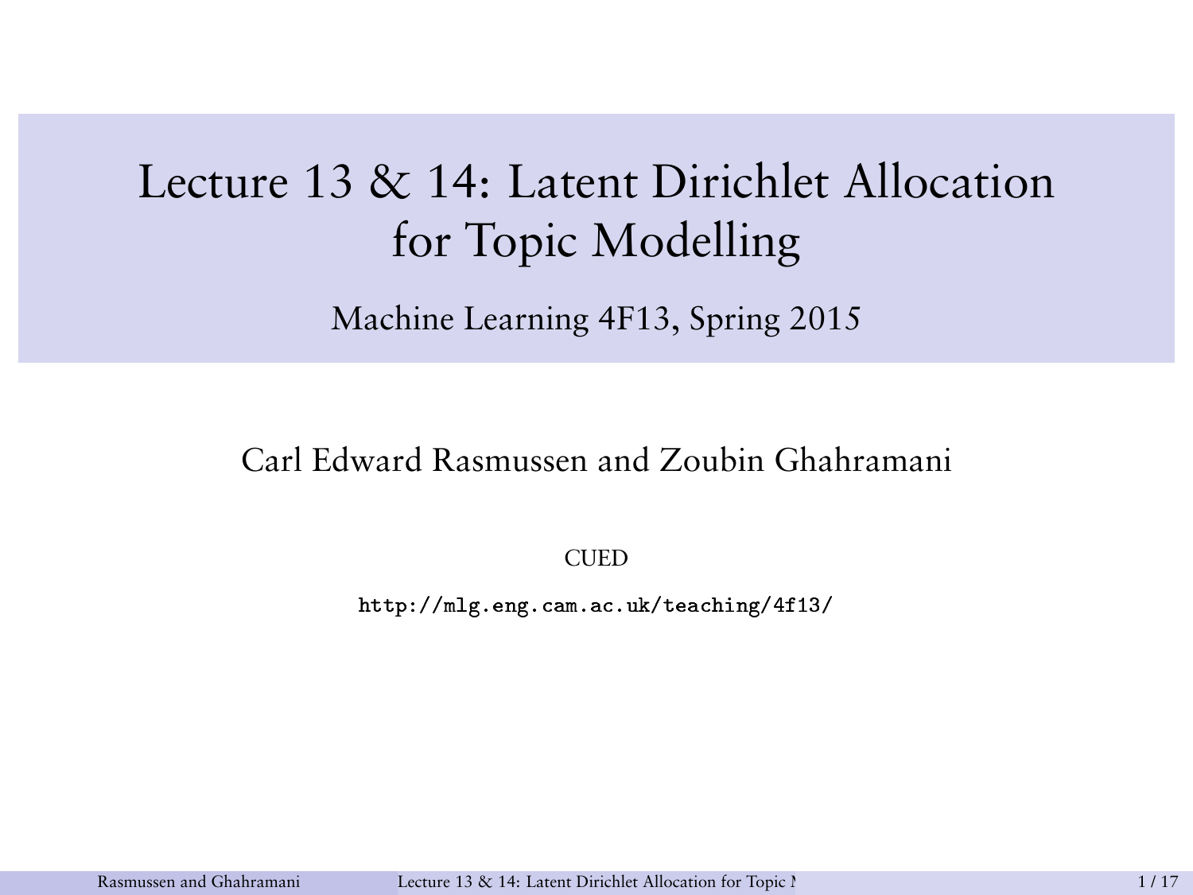# Lecture 13 & 14: Latent Dirichlet Allocation for Topic Modelling

Machine Learning 4F13, Spring 2015

Carl Edward Rasmussen and Zoubin Ghahramani

CUED

`http://mlg.eng.cam.ac.uk/teaching/4f13/`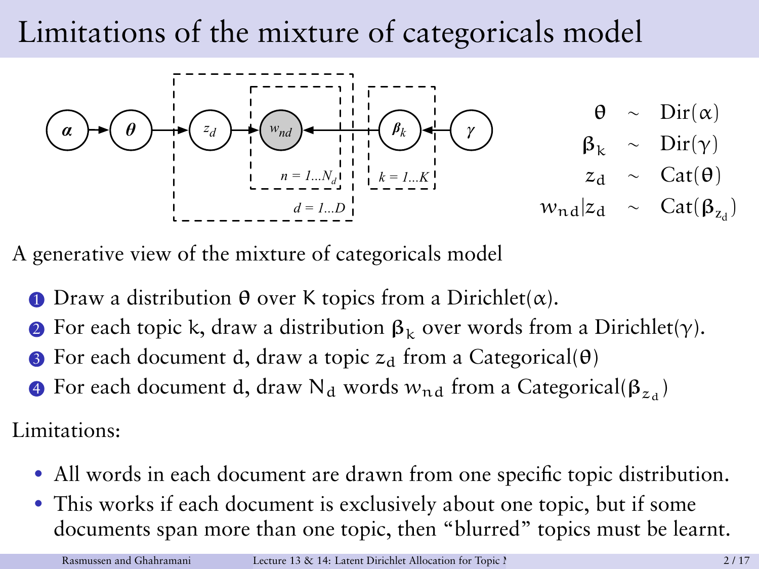# Limitations of the mixture of categoricals model

$$\theta \sim \text{Dir}(\alpha)$$
$$\beta_k \sim \text{Dir}(\gamma)$$
$$z_d \sim \text{Cat}(\theta)$$
$$w_{nd}|z_d \sim \text{Cat}(\beta_{z_d})$$

A generative view of the mixture of categoricals model

1. Draw a distribution $\theta$ over K topics from a Dirichlet($\alpha$).
2. For each topic k, draw a distribution $\beta_k$ over words from a Dirichlet($\gamma$).
3. For each document d, draw a topic $z_d$ from a Categorical($\theta$)
4. For each document d, draw $N_d$ words $w_{nd}$ from a Categorical($\beta_{z_d}$)

Limitations:

- All words in each document are drawn from one specific topic distribution.
- This works if each document is exclusively about one topic, but if some documents span more than one topic, then "blurred" topics must be learnt.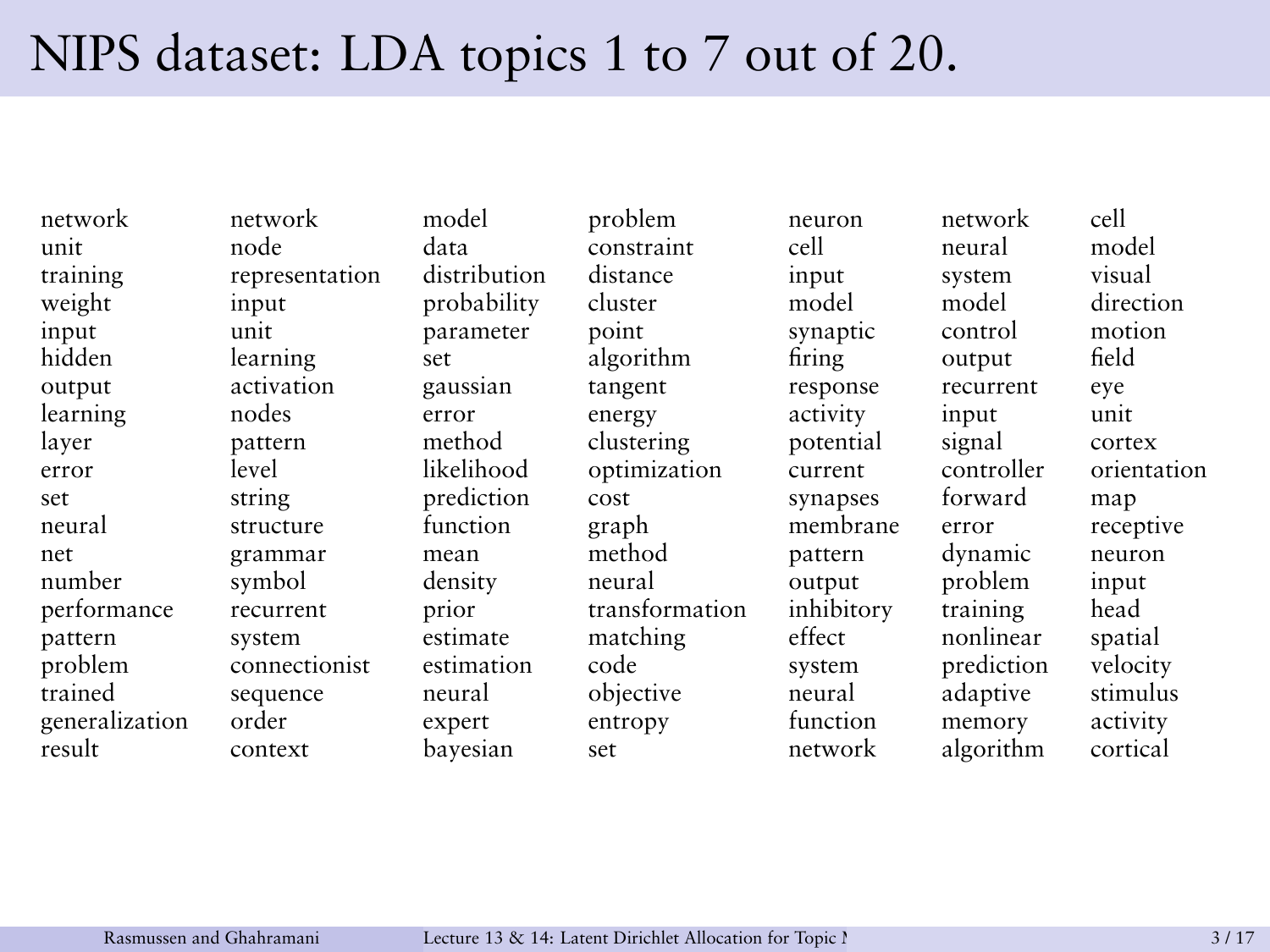# NIPS dataset: LDA topics 1 to 7 out of 20.

| | | | | | | |
|---|---|---|---|---|---|---|
| network | network | model | problem | neuron | network | cell |
| unit | node | data | constraint | cell | neural | model |
| training | representation | distribution | distance | input | system | visual |
| weight | input | probability | cluster | model | model | direction |
| input | unit | parameter | point | synaptic | control | motion |
| hidden | learning | set | algorithm | firing | output | field |
| output | activation | gaussian | tangent | response | recurrent | eye |
| learning | nodes | error | energy | activity | input | unit |
| layer | pattern | method | clustering | potential | signal | cortex |
| error | level | likelihood | optimization | current | controller | orientation |
| set | string | prediction | cost | synapses | forward | map |
| neural | structure | function | graph | membrane | error | receptive |
| net | grammar | mean | method | pattern | dynamic | neuron |
| number | symbol | density | neural | output | problem | input |
| performance | recurrent | prior | transformation | inhibitory | training | head |
| pattern | system | estimate | matching | effect | nonlinear | spatial |
| problem | connectionist | estimation | code | system | prediction | velocity |
| trained | sequence | neural | objective | neural | adaptive | stimulus |
| generalization | order | expert | entropy | function | memory | activity |
| result | context | bayesian | set | network | algorithm | cortical |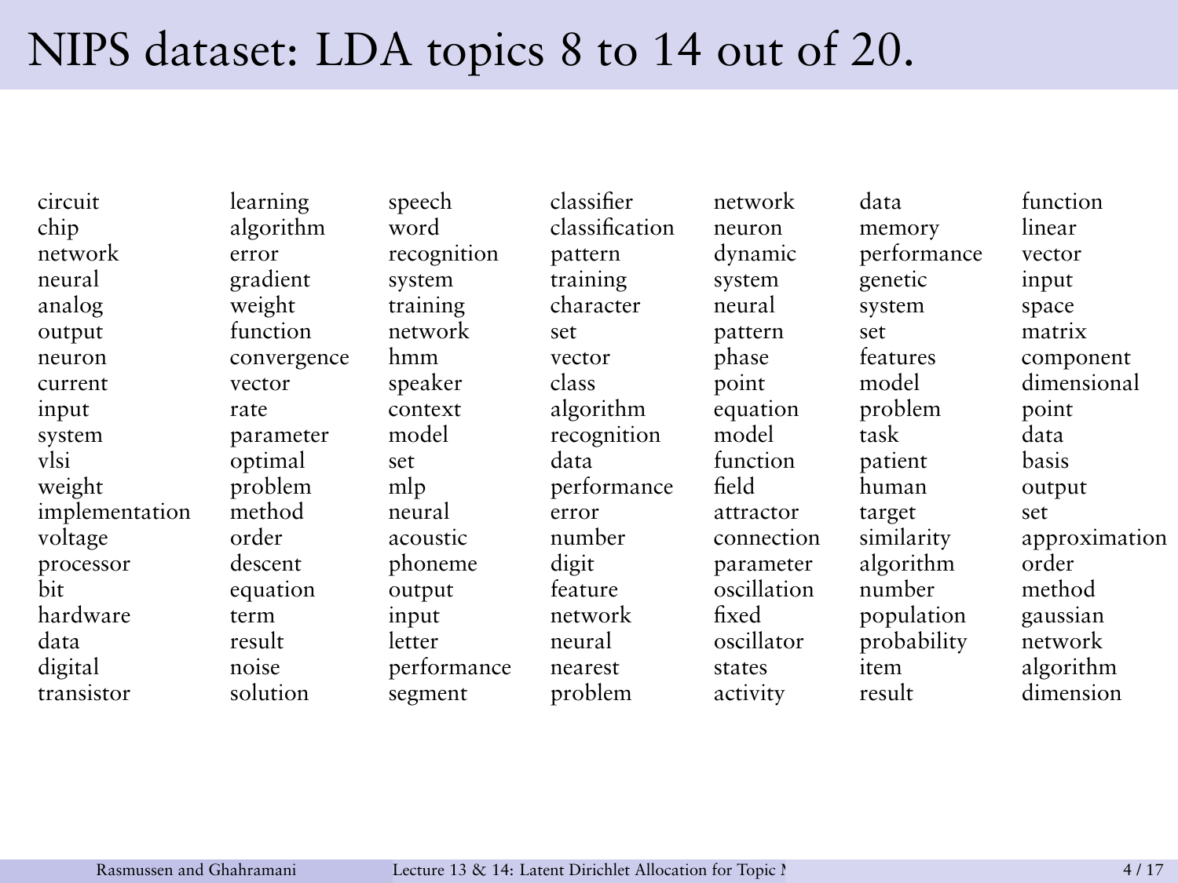# NIPS dataset: LDA topics 8 to 14 out of 20.

| | | | | | | |
|---|---|---|---|---|---|---|
| circuit | learning | speech | classifier | network | data | function |
| chip | algorithm | word | classification | neuron | memory | linear |
| network | error | recognition | pattern | dynamic | performance | vector |
| neural | gradient | system | training | system | genetic | input |
| analog | weight | training | character | neural | system | space |
| output | function | network | set | pattern | set | matrix |
| neuron | convergence | hmm | vector | phase | features | component |
| current | vector | speaker | class | point | model | dimensional |
| input | rate | context | algorithm | equation | problem | point |
| system | parameter | model | recognition | model | task | data |
| vlsi | optimal | set | data | function | patient | basis |
| weight | problem | mlp | performance | field | human | output |
| implementation | method | neural | error | attractor | target | set |
| voltage | order | acoustic | number | connection | similarity | approximation |
| processor | descent | phoneme | digit | parameter | algorithm | order |
| bit | equation | output | feature | oscillation | number | method |
| hardware | term | input | network | fixed | population | gaussian |
| data | result | letter | neural | oscillator | probability | network |
| digital | noise | performance | nearest | states | item | algorithm |
| transistor | solution | segment | problem | activity | result | dimension |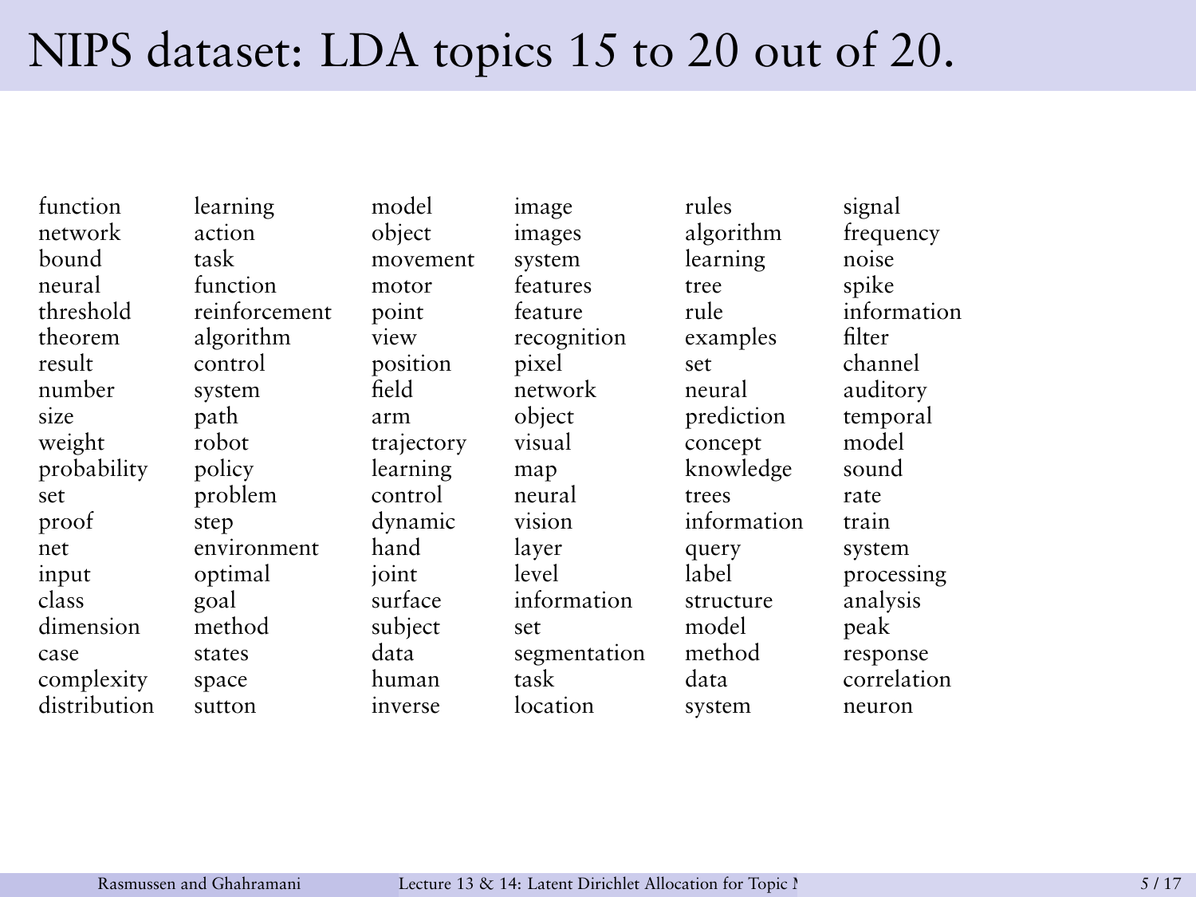# NIPS dataset: LDA topics 15 to 20 out of 20.

| | | | | | |
|---|---|---|---|---|---|
| function | learning | model | image | rules | signal |
| network | action | object | images | algorithm | frequency |
| bound | task | movement | system | learning | noise |
| neural | function | motor | features | tree | spike |
| threshold | reinforcement | point | feature | rule | information |
| theorem | algorithm | view | recognition | examples | filter |
| result | control | position | pixel | set | channel |
| number | system | field | network | neural | auditory |
| size | path | arm | object | prediction | temporal |
| weight | robot | trajectory | visual | concept | model |
| probability | policy | learning | map | knowledge | sound |
| set | problem | control | neural | trees | rate |
| proof | step | dynamic | vision | information | train |
| net | environment | hand | layer | query | system |
| input | optimal | joint | level | label | processing |
| class | goal | surface | information | structure | analysis |
| dimension | method | subject | set | model | peak |
| case | states | data | segmentation | method | response |
| complexity | space | human | task | data | correlation |
| distribution | sutton | inverse | location | system | neuron |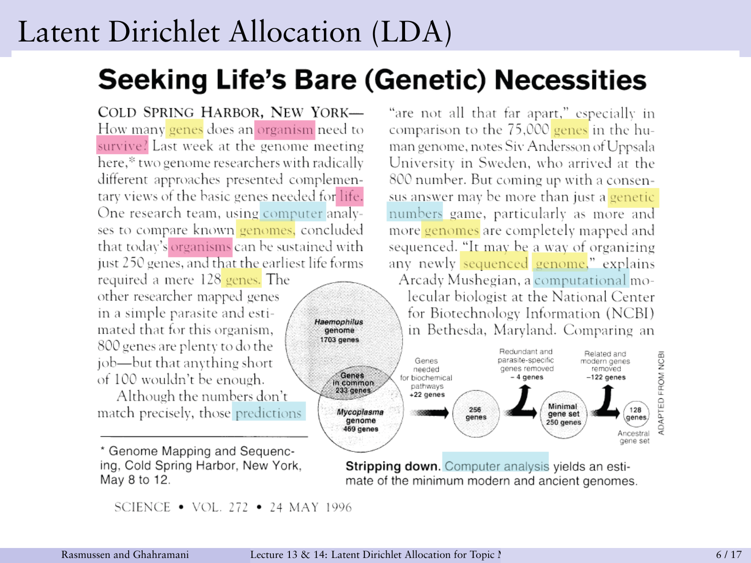# Latent Dirichlet Allocation (LDA)

## Seeking Life's Bare (Genetic) Necessities

COLD SPRING HARBOR, NEW YORK— How many genes does an organism need to survive? Last week at the genome meeting here,* two genome researchers with radically different approaches presented complementary views of the basic genes needed for life. One research team, using computer analyses to compare known genomes, concluded that today's organisms can be sustained with just 250 genes, and that the earliest life forms required a mere 128 genes. The other researcher mapped genes in a simple parasite and estimated that for this organism, 800 genes are plenty to do the job—but that anything short of 100 wouldn't be enough.

Although the numbers don't match precisely, those predictions "are not all that far apart," especially in comparison to the 75,000 genes in the human genome, notes Siv Andersson of Uppsala University in Sweden, who arrived at the 800 number. But coming up with a consensus answer may be more than just a genetic numbers game, particularly as more and more genomes are completely mapped and sequenced. "It may be a way of organizing any newly sequenced genome," explains Arcady Mushegian, a computational molecular biologist at the National Center for Biotechnology Information (NCBI) in Bethesda, Maryland. Comparing an

*Haemophilus* genome 1703 genes

Genes in common 233 genes

*Mycoplasma* genome 469 genes

Genes needed for biochemical pathways +22 genes

256 genes

Redundant and parasite-specific genes removed – 4 genes

Minimal gene set 250 genes

Related and modern genes removed –122 genes

128 genes

Ancestral gene set

ADAPTED FROM NCBI

**Stripping down.** Computer analysis yields an estimate of the minimum modern and ancient genomes.

* Genome Mapping and Sequencing, Cold Spring Harbor, New York, May 8 to 12.

SCIENCE • VOL. 272 • 24 MAY 1996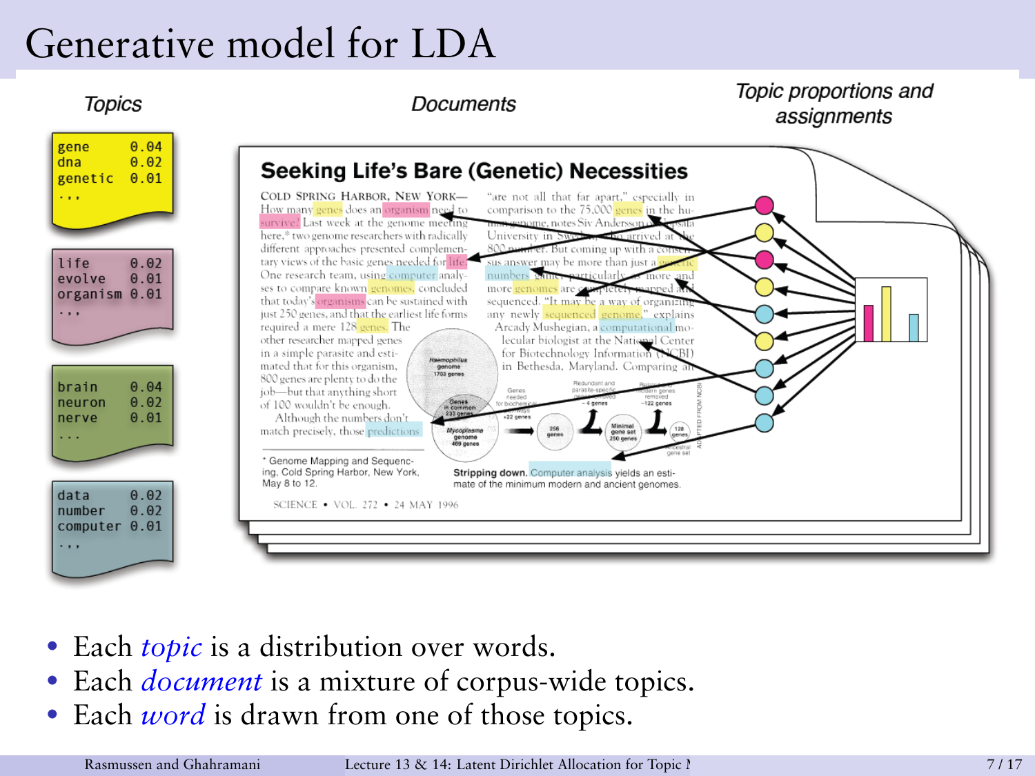# Generative model for LDA

Topics

| | |
|---|---|
| gene | 0.04 |
| dna | 0.02 |
| genetic | 0.01 |
| ... | |

| | |
|---|---|
| life | 0.02 |
| evolve | 0.01 |
| organism | 0.01 |
| ... | |

| | |
|---|---|
| brain | 0.04 |
| neuron | 0.02 |
| nerve | 0.01 |
| ... | |

| | |
|---|---|
| data | 0.02 |
| number | 0.02 |
| computer | 0.01 |
| ... | |

Documents

Topic proportions and assignments

- Each *topic* is a distribution over words.
- Each *document* is a mixture of corpus-wide topics.
- Each *word* is drawn from one of those topics.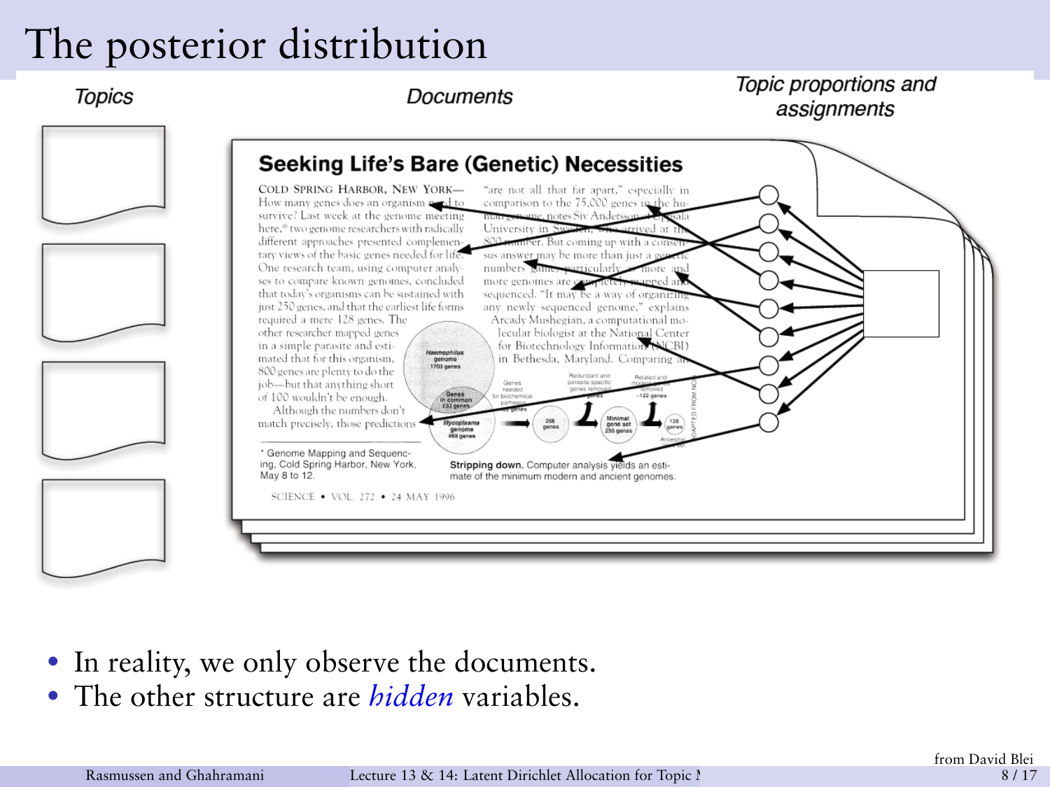# The posterior distribution

Topics

Documents

Topic proportions and assignments

- In reality, we only observe the documents.
- The other structure are *hidden* variables.

from David Blei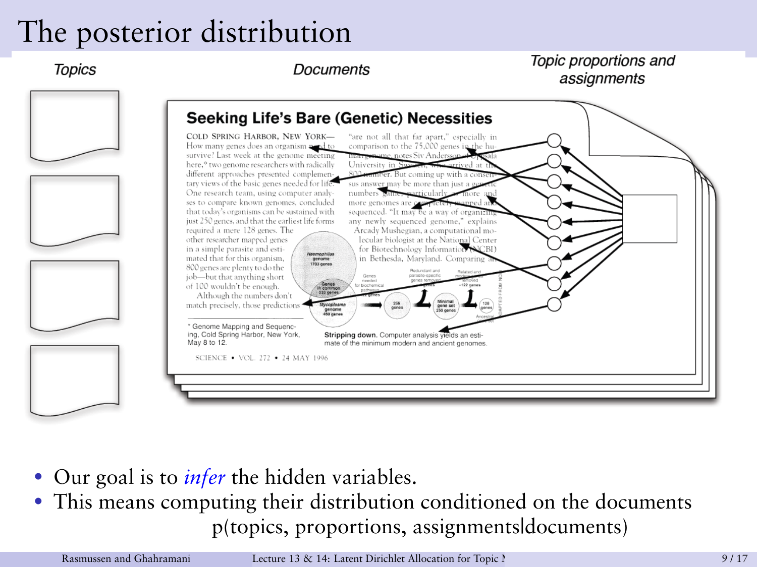# The posterior distribution

Topics | Documents | Topic proportions and assignments

- Our goal is to *infer* the hidden variables.
- This means computing their distribution conditioned on the documents

p(topics, proportions, assignments|documents)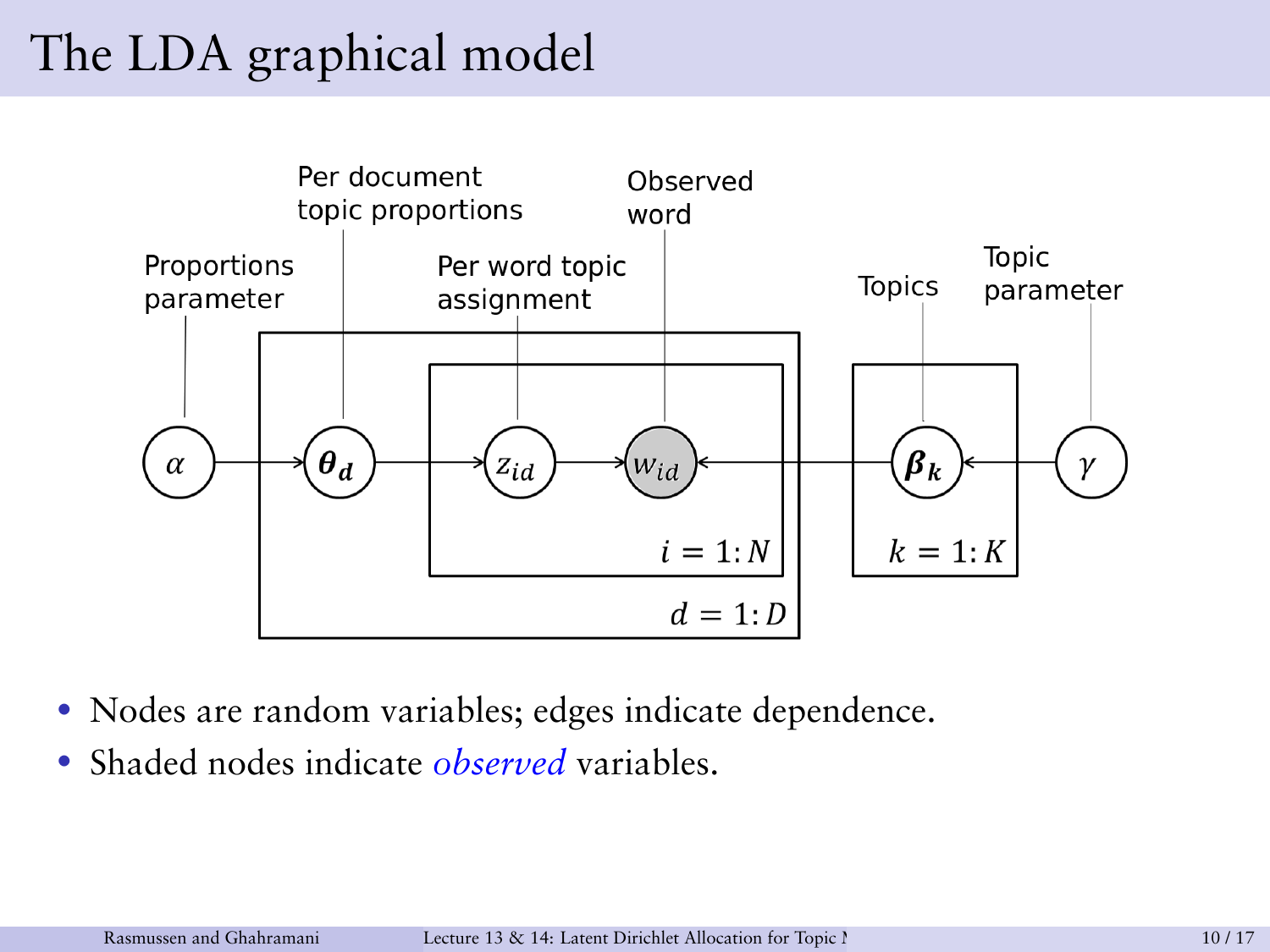# The LDA graphical model

Proportions parameter — Per document topic proportions — Per word topic assignment — Observed word — Topics — Topic parameter

$\alpha \rightarrow \theta_d \rightarrow z_{id} \rightarrow w_{id} \leftarrow \beta_k \leftarrow \gamma$

$i = 1{:}N$

$d = 1{:}D$

$k = 1{:}K$

- Nodes are random variables; edges indicate dependence.
- Shaded nodes indicate *observed* variables.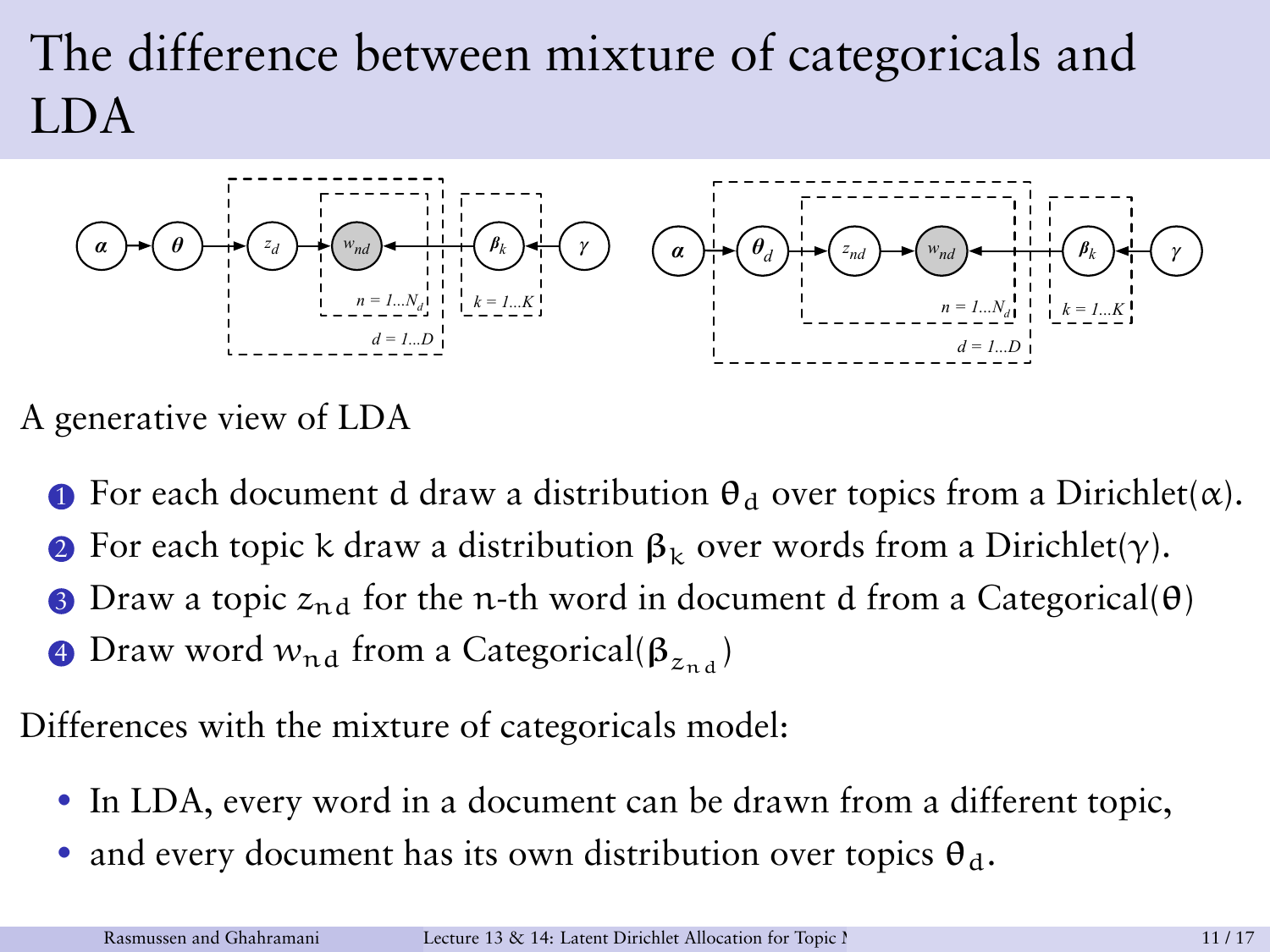# The difference between mixture of categoricals and LDA

A generative view of LDA

1. For each document d draw a distribution $\theta_d$ over topics from a Dirichlet($\alpha$).
2. For each topic k draw a distribution $\beta_k$ over words from a Dirichlet($\gamma$).
3. Draw a topic $z_{nd}$ for the n-th word in document d from a Categorical($\theta$)
4. Draw word $w_{nd}$ from a Categorical($\beta_{z_{nd}}$)

Differences with the mixture of categoricals model:

- In LDA, every word in a document can be drawn from a different topic,
- and every document has its own distribution over topics $\theta_d$.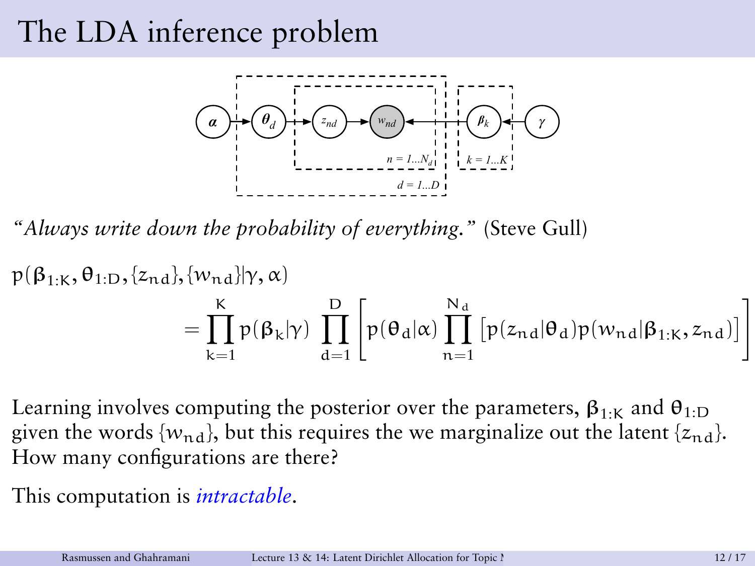# The LDA inference problem

*"Always write down the probability of everything."* (Steve Gull)

$$p(\beta_{1:K}, \theta_{1:D}, \{z_{nd}\}, \{w_{nd}\} | \gamma, \alpha) = \prod_{k=1}^{K} p(\beta_k|\gamma) \prod_{d=1}^{D} \left[ p(\theta_d|\alpha) \prod_{n=1}^{N_d} \left[ p(z_{nd}|\theta_d) p(w_{nd}|\beta_{1:K}, z_{nd}) \right] \right]$$

Learning involves computing the posterior over the parameters, $\beta_{1:K}$ and $\theta_{1:D}$ given the words $\{w_{nd}\}$, but this requires the we marginalize out the latent $\{z_{nd}\}$. How many configurations are there?

This computation is *intractable*.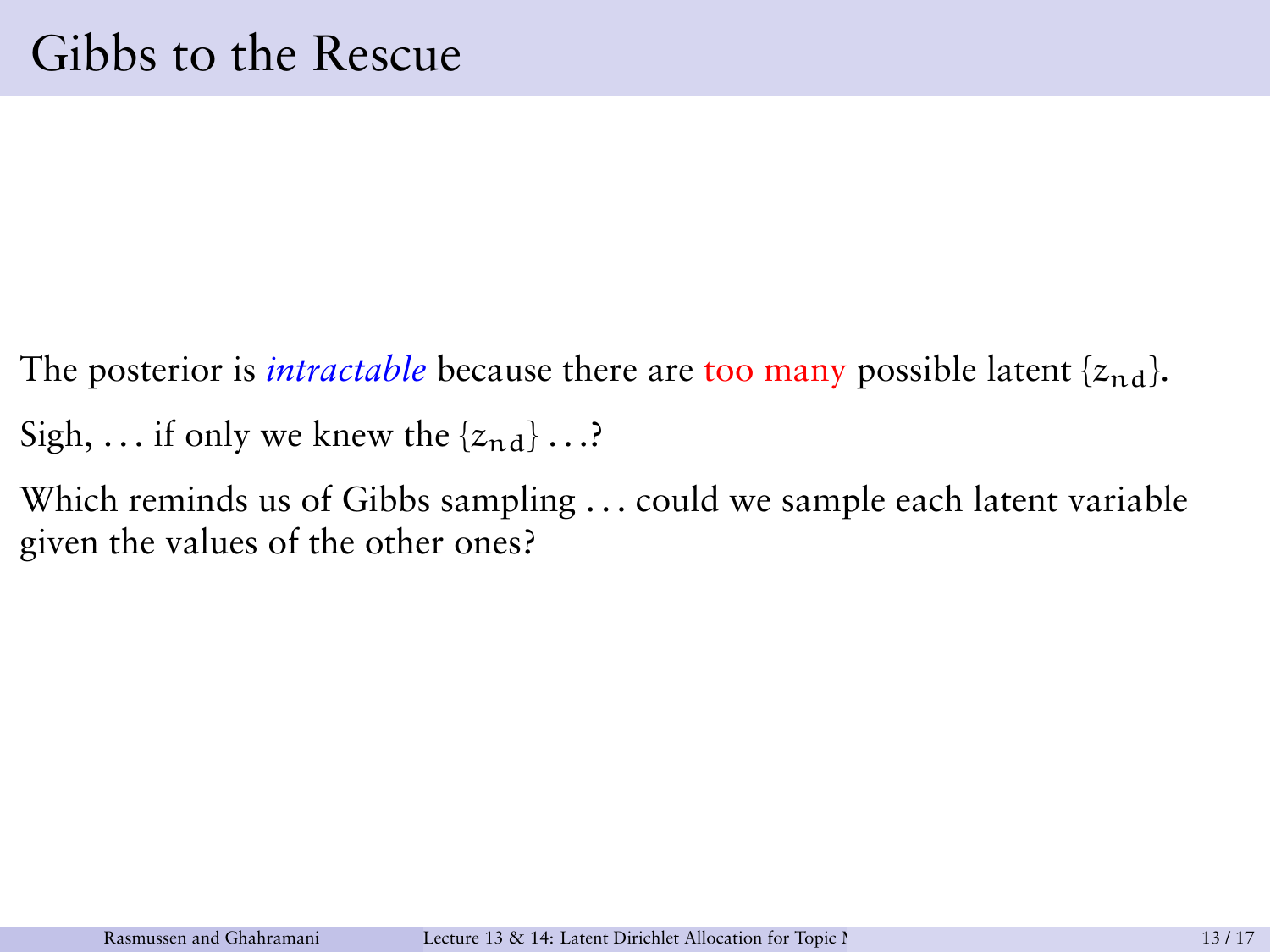# Gibbs to the Rescue

The posterior is *intractable* because there are too many possible latent $\{z_{nd}\}$.

Sigh, ... if only we knew the $\{z_{nd}\}$ ...?

Which reminds us of Gibbs sampling ... could we sample each latent variable given the values of the other ones?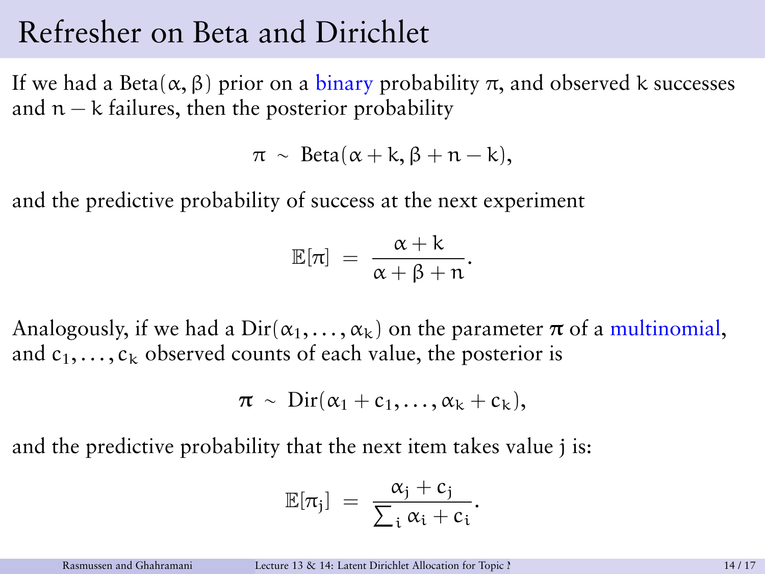# Refresher on Beta and Dirichlet

If we had a $\text{Beta}(\alpha, \beta)$ prior on a binary probability $\pi$, and observed $k$ successes and $n - k$ failures, then the posterior probability

$$\pi \sim \text{Beta}(\alpha + k, \beta + n - k),$$

and the predictive probability of success at the next experiment

$$\mathbb{E}[\pi] = \frac{\alpha + k}{\alpha + \beta + n}.$$

Analogously, if we had a $\text{Dir}(\alpha_1, \ldots, \alpha_k)$ on the parameter $\boldsymbol{\pi}$ of a multinomial, and $c_1, \ldots, c_k$ observed counts of each value, the posterior is

$$\boldsymbol{\pi} \sim \text{Dir}(\alpha_1 + c_1, \ldots, \alpha_k + c_k),$$

and the predictive probability that the next item takes value $j$ is:

$$\mathbb{E}[\pi_j] = \frac{\alpha_j + c_j}{\sum_i \alpha_i + c_i}.$$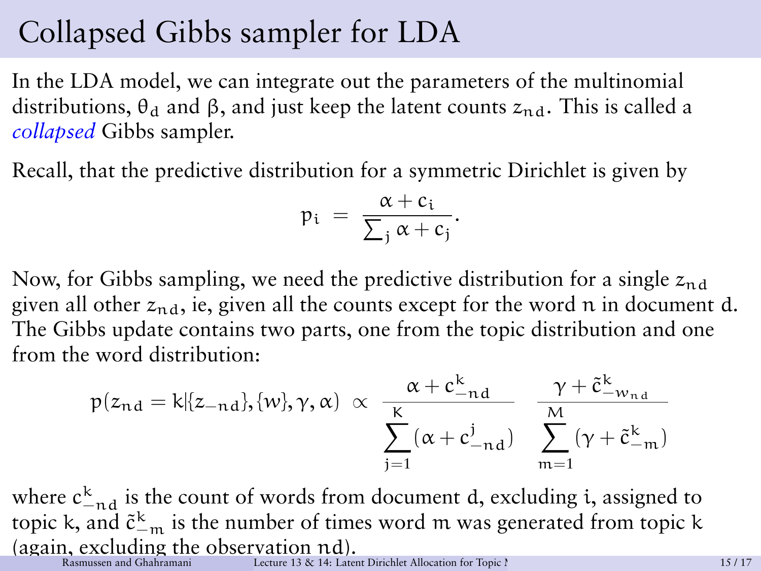# Collapsed Gibbs sampler for LDA

In the LDA model, we can integrate out the parameters of the multinomial distributions, $\theta_d$ and $\beta$, and just keep the latent counts $z_{nd}$. This is called a *collapsed* Gibbs sampler.

Recall, that the predictive distribution for a symmetric Dirichlet is given by

$$p_i = \frac{\alpha + c_i}{\sum_j \alpha + c_j}.$$

Now, for Gibbs sampling, we need the predictive distribution for a single $z_{nd}$ given all other $z_{nd}$, ie, given all the counts except for the word $n$ in document $d$. The Gibbs update contains two parts, one from the topic distribution and one from the word distribution:

$$p(z_{nd} = k | \{z_{-nd}\}, \{w\}, \gamma, \alpha) \propto \frac{\alpha + c^k_{-nd}}{\sum_{j=1}^{K} (\alpha + c^j_{-nd})} \quad \frac{\gamma + \tilde{c}^k_{-w_{nd}}}{\sum_{m=1}^{M} (\gamma + \tilde{c}^k_{-m})}$$

where $c^k_{-nd}$ is the count of words from document $d$, excluding $i$, assigned to topic $k$, and $\tilde{c}^k_{-m}$ is the number of times word $m$ was generated from topic $k$ (again, excluding the observation $nd$).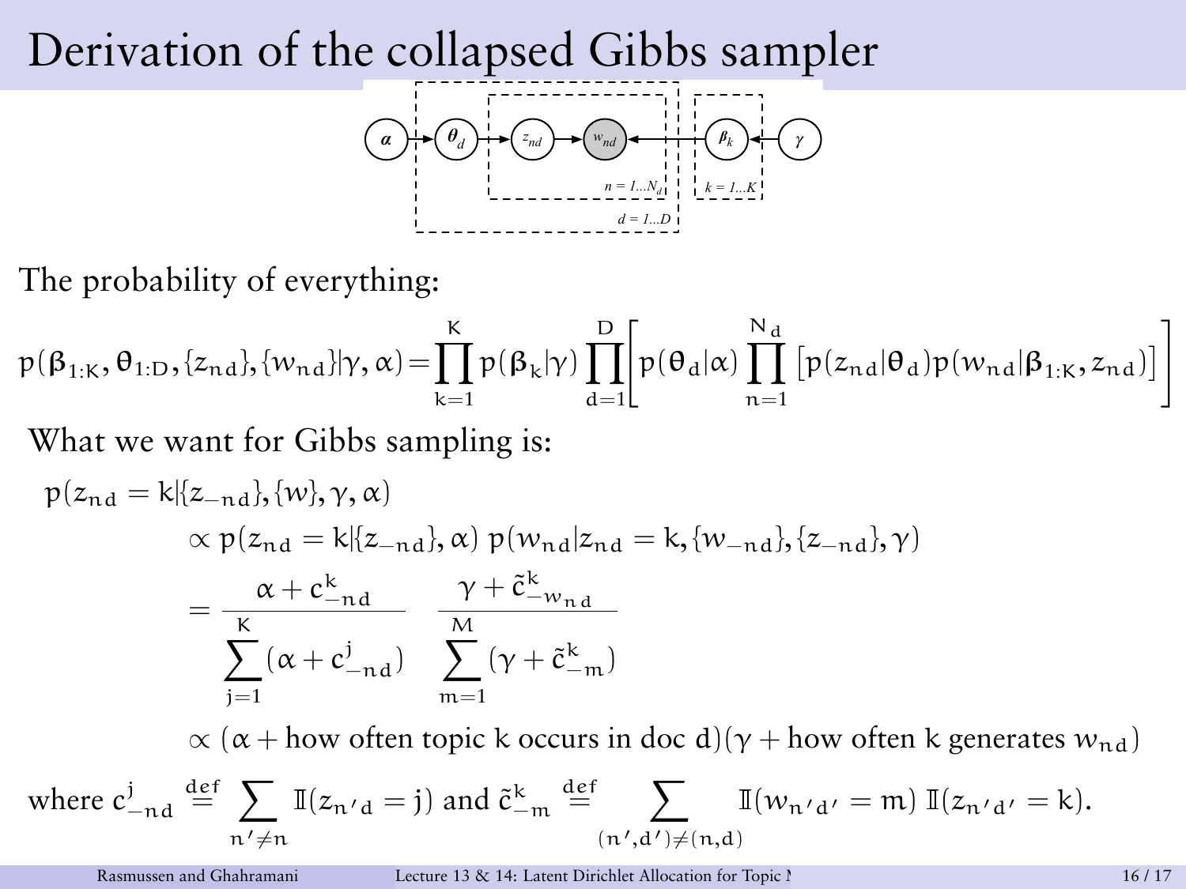# Derivation of the collapsed Gibbs sampler

The probability of everything:

$$p(\beta_{1:K}, \theta_{1:D}, \{z_{nd}\}, \{w_{nd}\} | \gamma, \alpha) = \prod_{k=1}^{K} p(\beta_k|\gamma) \prod_{d=1}^{D} \Big[ p(\theta_d|\alpha) \prod_{n=1}^{N_d} \big[ p(z_{nd}|\theta_d) p(w_{nd}|\beta_{1:K}, z_{nd}) \big] \Big]$$

What we want for Gibbs sampling is:

$$\begin{aligned}
p(z_{nd} = k | \{z_{-nd}\}, \{w\}, \gamma, \alpha) \\
&\propto p(z_{nd} = k | \{z_{-nd}\}, \alpha) \, p(w_{nd} | z_{nd} = k, \{w_{-nd}\}, \{z_{-nd}\}, \gamma) \\
&= \frac{\alpha + c^k_{-nd}}{\sum_{j=1}^{K} (\alpha + c^j_{-nd})} \; \frac{\gamma + \tilde{c}^k_{-w_{nd}}}{\sum_{m=1}^{M} (\gamma + \tilde{c}^k_{-m})} \\
&\propto (\alpha + \text{how often topic } k \text{ occurs in doc } d)(\gamma + \text{how often } k \text{ generates } w_{nd})
\end{aligned}$$

where $c^j_{-nd} \stackrel{\text{def}}{=} \sum_{n' \neq n} \mathbb{I}(z_{n'd} = j)$ and $\tilde{c}^k_{-m} \stackrel{\text{def}}{=} \sum_{(n',d') \neq (n,d)} \mathbb{I}(w_{n'd'} = m) \, \mathbb{I}(z_{n'd'} = k)$.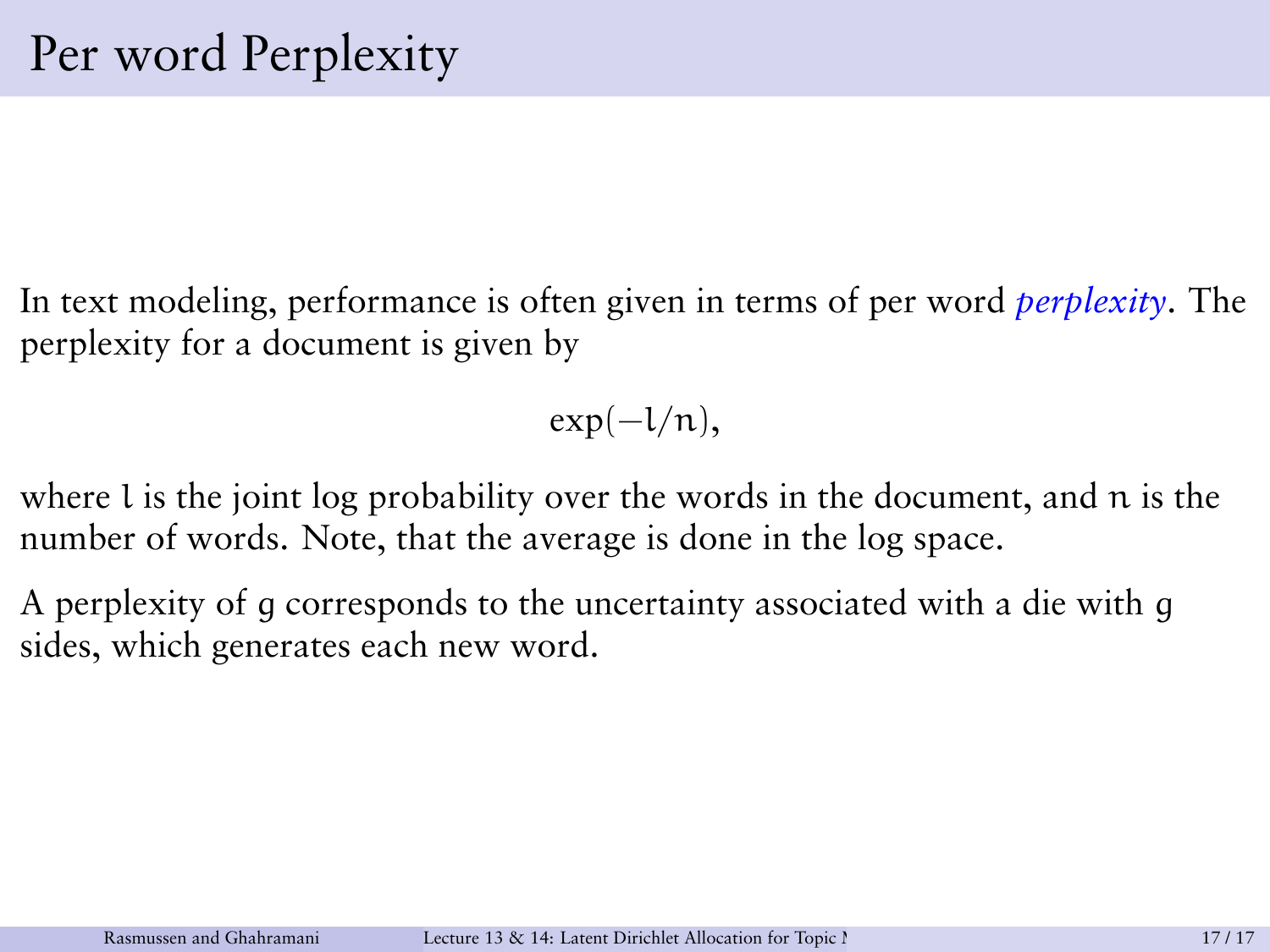# Per word Perplexity

In text modeling, performance is often given in terms of per word *perplexity*. The perplexity for a document is given by

$$\exp(-l/n),$$

where $l$ is the joint log probability over the words in the document, and $n$ is the number of words. Note, that the average is done in the log space.

A perplexity of $g$ corresponds to the uncertainty associated with a die with $g$ sides, which generates each new word.